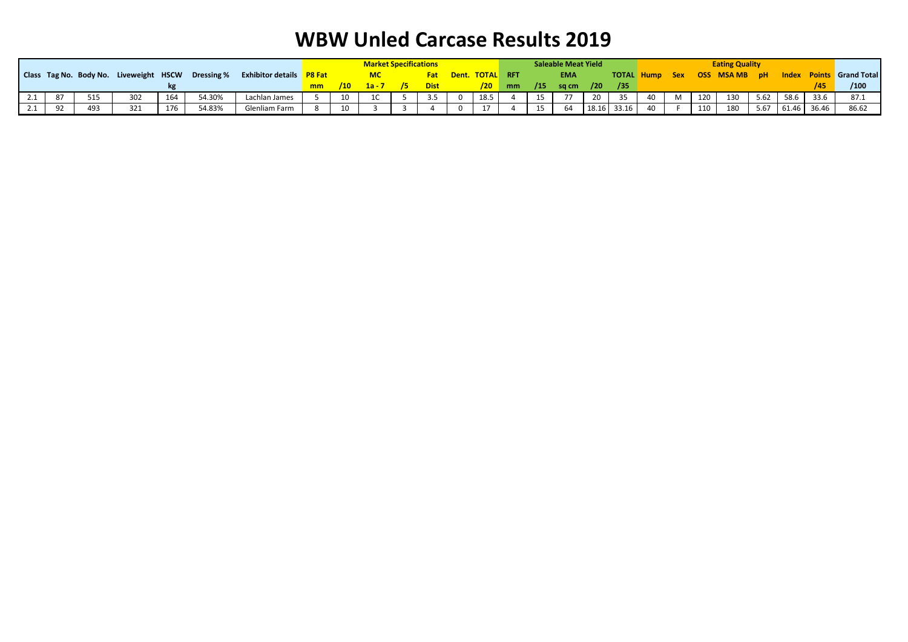# WBW Unled Carcase Results 2019

| Class | Tag No. | Body No. | Liveweight | HSCW | Dressing % | Exhibitor details | Market Specifications | | | | | | | Saleable Meat Yield | | | | | Eating Quality | | | | | | | | Grand Total |
|---|---|---|---|---|---|---|---|---|---|---|---|---|---|---|---|---|---|---|---|---|---|---|---|---|---|---|---|
| | | | | | | | P8 Fat | | MC | | Fat | Dent. | TOTAL | RFT | | EMA | | TOTAL | Hump | Sex | OSS | MSA MB | pH | Index | Points | |
| | | | | kg | | | mm | /10 | 1a - 7 | /5 | Dist | | /20 | mm | /15 | sq cm | /20 | /35 | | | | | | | /45 | /100 |
| 2.1 | 87 | 515 | 302 | 164 | 54.30% | Lachlan James | 5 | 10 | 1C | 5 | 3.5 | 0 | 18.5 | 4 | 15 | 77 | 20 | 35 | 40 | M | 120 | 130 | 5.62 | 58.6 | 33.6 | 87.1 |
| 2.1 | 92 | 493 | 321 | 176 | 54.83% | Glenliam Farm | 8 | 10 | 3 | 3 | 4 | 0 | 17 | 4 | 15 | 64 | 18.16 | 33.16 | 40 | F | 110 | 180 | 5.67 | 61.46 | 36.46 | 86.62 |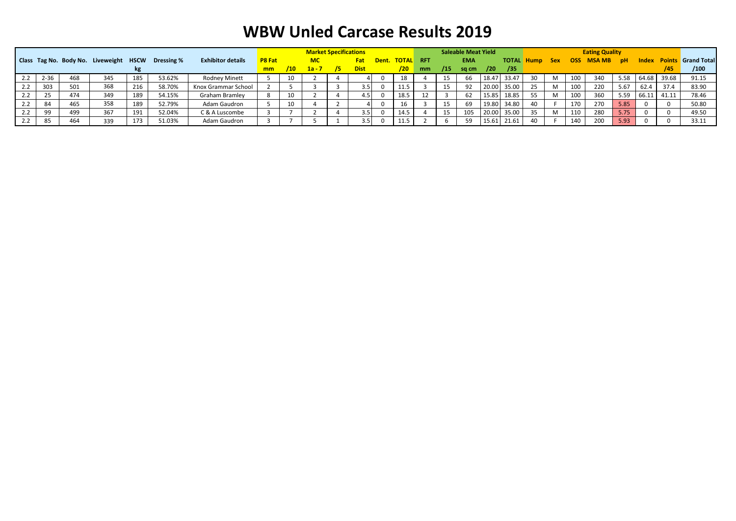# WBW Unled Carcase Results 2019

| Class | Tag No. | Body No. | Liveweight | HSCW kg | Dressing % | Exhibitor details | Market Specifications | | | | | | | Saleable Meat Yield | | | | | Eating Quality | | | | | | | | Grand Total |
|---|---|---|---|---|---|---|---|---|---|---|---|---|---|---|---|---|---|---|---|---|---|---|---|---|---|---|---|
| | | | | | | | P8 Fat mm | /10 | MC 1a - 7 | /5 | Fat Dist | Dent. | TOTAL /20 | RFT mm | /15 | EMA sq cm | /20 | TOTAL /35 | Hump | Sex | OSS | MSA MB | pH | Index | Points /45 | /100 |
| 2.2 | 2-36 | 468 | 345 | 185 | 53.62% | Rodney Minett | 5 | 10 | 2 | 4 | 4 | 0 | 18 | 4 | 15 | 66 | 18.47 | 33.47 | 30 | M | 100 | 340 | 5.58 | 64.68 | 39.68 | 91.15 |
| 2.2 | 303 | 501 | 368 | 216 | 58.70% | Knox Grammar School | 2 | 5 | 3 | 3 | 3.5 | 0 | 11.5 | 3 | 15 | 92 | 20.00 | 35.00 | 25 | M | 100 | 220 | 5.67 | 62.4 | 37.4 | 83.90 |
| 2.2 | 25 | 474 | 349 | 189 | 54.15% | Graham Bramley | 8 | 10 | 2 | 4 | 4.5 | 0 | 18.5 | 12 | 3 | 62 | 15.85 | 18.85 | 55 | M | 100 | 360 | 5.59 | 66.11 | 41.11 | 78.46 |
| 2.2 | 84 | 465 | 358 | 189 | 52.79% | Adam Gaudron | 5 | 10 | 4 | 2 | 4 | 0 | 16 | 3 | 15 | 69 | 19.80 | 34.80 | 40 | F | 170 | 270 | 5.85 | 0 | 0 | 50.80 |
| 2.2 | 99 | 499 | 367 | 191 | 52.04% | C & A Luscombe | 3 | 7 | 2 | 4 | 3.5 | 0 | 14.5 | 4 | 15 | 105 | 20.00 | 35.00 | 35 | M | 110 | 280 | 5.75 | 0 | 0 | 49.50 |
| 2.2 | 85 | 464 | 339 | 173 | 51.03% | Adam Gaudron | 3 | 7 | 5 | 1 | 3.5 | 0 | 11.5 | 2 | 6 | 59 | 15.61 | 21.61 | 40 | F | 140 | 200 | 5.93 | 0 | 0 | 33.11 |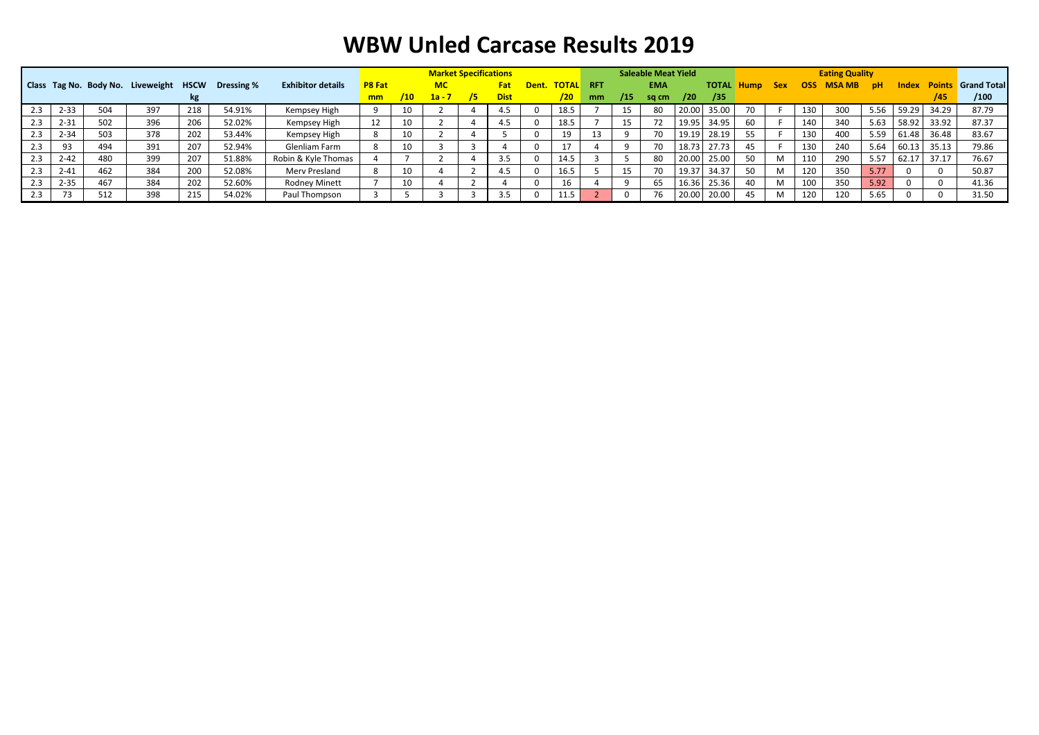# WBW Unled Carcase Results 2019

| Class | Tag No. | Body No. | Liveweight | HSCW kg | Dressing % | Exhibitor details | Market Specifications | | | | | | | Saleable Meat Yield | | | | | Eating Quality | | | | | | | | Grand Total |
|---|---|---|---|---|---|---|---|---|---|---|---|---|---|---|---|---|---|---|---|---|---|---|---|---|---|---|---|
| | | | | | | | P8 Fat mm | /10 | MC 1a - 7 | /5 | Fat Dist | Dent. | TOTAL /20 | RFT mm | /15 | EMA sq cm | /20 | TOTAL /35 | Hump | Sex | OSS | MSA MB | pH | Index | Points /45 | /100 |
| 2.3 | 2-33 | 504 | 397 | 218 | 54.91% | Kempsey High | 9 | 10 | 2 | 4 | 4.5 | 0 | 18.5 | 7 | 15 | 80 | 20.00 | 35.00 | 70 | F | 130 | 300 | 5.56 | 59.29 | 34.29 | 87.79 |
| 2.3 | 2-31 | 502 | 396 | 206 | 52.02% | Kempsey High | 12 | 10 | 2 | 4 | 4.5 | 0 | 18.5 | 7 | 15 | 72 | 19.95 | 34.95 | 60 | F | 140 | 340 | 5.63 | 58.92 | 33.92 | 87.37 |
| 2.3 | 2-34 | 503 | 378 | 202 | 53.44% | Kempsey High | 8 | 10 | 2 | 4 | 5 | 0 | 19 | 13 | 9 | 70 | 19.19 | 28.19 | 55 | F | 130 | 400 | 5.59 | 61.48 | 36.48 | 83.67 |
| 2.3 | 93 | 494 | 391 | 207 | 52.94% | Glenliam Farm | 8 | 10 | 3 | 3 | 4 | 0 | 17 | 4 | 9 | 70 | 18.73 | 27.73 | 45 | F | 130 | 240 | 5.64 | 60.13 | 35.13 | 79.86 |
| 2.3 | 2-42 | 480 | 399 | 207 | 51.88% | Robin & Kyle Thomas | 4 | 7 | 2 | 4 | 3.5 | 0 | 14.5 | 3 | 5 | 80 | 20.00 | 25.00 | 50 | M | 110 | 290 | 5.57 | 62.17 | 37.17 | 76.67 |
| 2.3 | 2-41 | 462 | 384 | 200 | 52.08% | Merv Presland | 8 | 10 | 4 | 2 | 4.5 | 0 | 16.5 | 5 | 15 | 70 | 19.37 | 34.37 | 50 | M | 120 | 350 | 5.77 | 0 | 0 | 50.87 |
| 2.3 | 2-35 | 467 | 384 | 202 | 52.60% | Rodney Minett | 7 | 10 | 4 | 2 | 4 | 0 | 16 | 4 | 9 | 65 | 16.36 | 25.36 | 40 | M | 100 | 350 | 5.92 | 0 | 0 | 41.36 |
| 2.3 | 73 | 512 | 398 | 215 | 54.02% | Paul Thompson | 3 | 5 | 3 | 3 | 3.5 | 0 | 11.5 | 2 | 0 | 76 | 20.00 | 20.00 | 45 | M | 120 | 120 | 5.65 | 0 | 0 | 31.50 |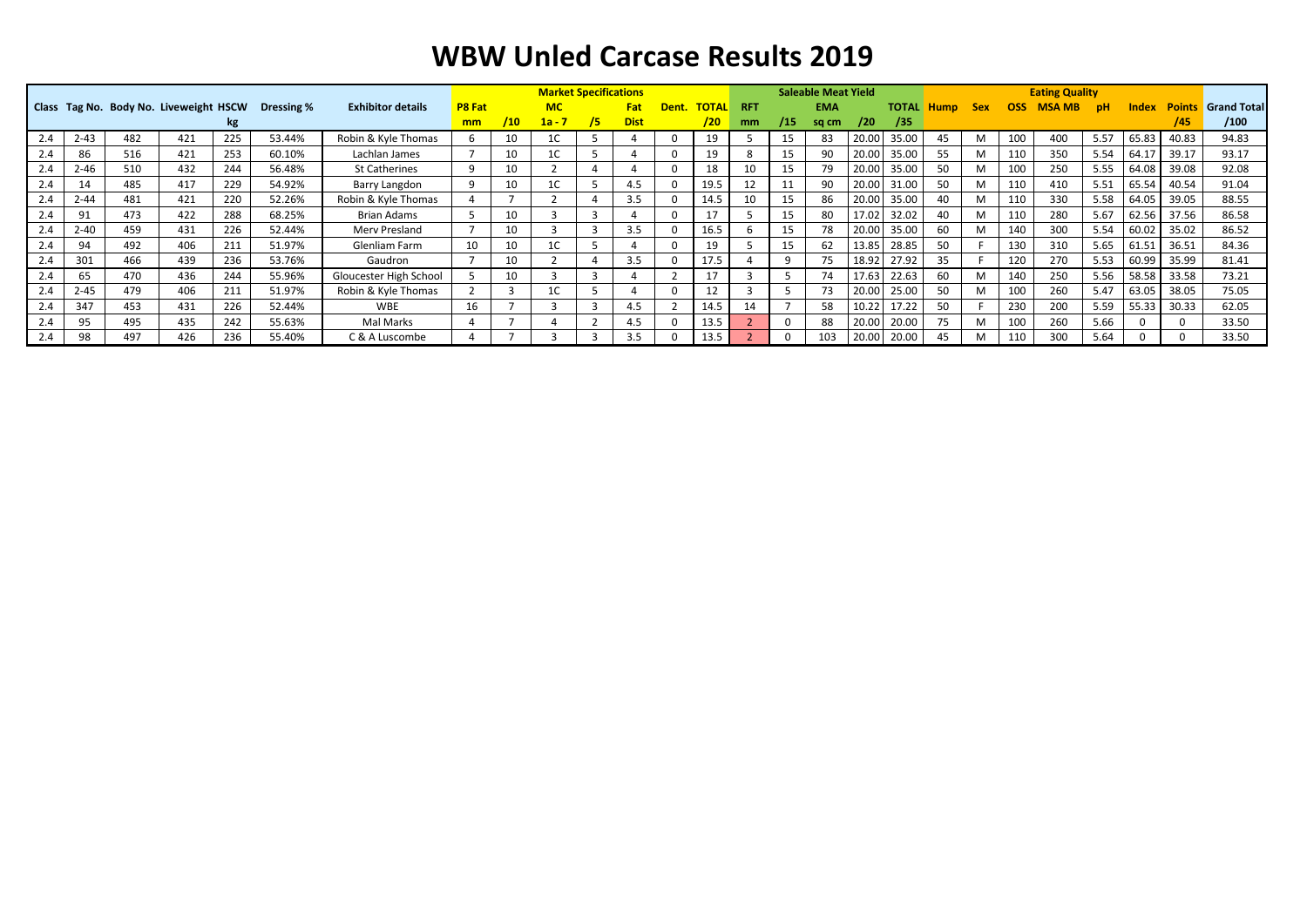# WBW Unled Carcase Results 2019

| Class | Tag No. | Body No. | Liveweight | HSCW | Dressing % | Exhibitor details | Market Specifications | | | | | Dent. | TOTAL | Saleable Meat Yield | | | | | Eating Quality | | | | | | | | Grand Total |
|---|---|---|---|---|---|---|---|---|---|---|---|---|---|---|---|---|---|---|---|---|---|---|---|---|---|---|---|
| | | | | kg | | | P8 Fat mm | /10 | MC 1a - 7 | /5 | Fat Dist | | /20 | RFT mm | /15 | EMA sq cm | /20 | TOTAL /35 | Hump | Sex | OSS | MSA MB | pH | Index | Points /45 | | /100 |
| 2.4 | 2-43 | 482 | 421 | 225 | 53.44% | Robin & Kyle Thomas | 6 | 10 | 1C | 5 | 4 | 0 | 19 | 5 | 15 | 83 | 20.00 | 35.00 | 45 | M | 100 | 400 | 5.57 | 65.83 | 40.83 | | 94.83 |
| 2.4 | 86 | 516 | 421 | 253 | 60.10% | Lachlan James | 7 | 10 | 1C | 5 | 4 | 0 | 19 | 8 | 15 | 90 | 20.00 | 35.00 | 55 | M | 110 | 350 | 5.54 | 64.17 | 39.17 | | 93.17 |
| 2.4 | 2-46 | 510 | 432 | 244 | 56.48% | St Catherines | 9 | 10 | 2 | 4 | 4 | 0 | 18 | 10 | 15 | 79 | 20.00 | 35.00 | 50 | M | 100 | 250 | 5.55 | 64.08 | 39.08 | | 92.08 |
| 2.4 | 14 | 485 | 417 | 229 | 54.92% | Barry Langdon | 9 | 10 | 1C | 5 | 4.5 | 0 | 19.5 | 12 | 11 | 90 | 20.00 | 31.00 | 50 | M | 110 | 410 | 5.51 | 65.54 | 40.54 | | 91.04 |
| 2.4 | 2-44 | 481 | 421 | 220 | 52.26% | Robin & Kyle Thomas | 4 | 7 | 2 | 4 | 3.5 | 0 | 14.5 | 10 | 15 | 86 | 20.00 | 35.00 | 40 | M | 110 | 330 | 5.58 | 64.05 | 39.05 | | 88.55 |
| 2.4 | 91 | 473 | 422 | 288 | 68.25% | Brian Adams | 5 | 10 | 3 | 3 | 4 | 0 | 17 | 5 | 15 | 80 | 17.02 | 32.02 | 40 | M | 110 | 280 | 5.67 | 62.56 | 37.56 | | 86.58 |
| 2.4 | 2-40 | 459 | 431 | 226 | 52.44% | Merv Presland | 7 | 10 | 3 | 3 | 3.5 | 0 | 16.5 | 6 | 15 | 78 | 20.00 | 35.00 | 60 | M | 140 | 300 | 5.54 | 60.02 | 35.02 | | 86.52 |
| 2.4 | 94 | 492 | 406 | 211 | 51.97% | Glenliam Farm | 10 | 10 | 1C | 5 | 4 | 0 | 19 | 5 | 15 | 62 | 13.85 | 28.85 | 50 | F | 130 | 310 | 5.65 | 61.51 | 36.51 | | 84.36 |
| 2.4 | 301 | 466 | 439 | 236 | 53.76% | Gaudron | 7 | 10 | 2 | 4 | 3.5 | 0 | 17.5 | 4 | 9 | 75 | 18.92 | 27.92 | 35 | F | 120 | 270 | 5.53 | 60.99 | 35.99 | | 81.41 |
| 2.4 | 65 | 470 | 436 | 244 | 55.96% | Gloucester High School | 5 | 10 | 3 | 3 | 4 | 2 | 17 | 3 | 5 | 74 | 17.63 | 22.63 | 60 | M | 140 | 250 | 5.56 | 58.58 | 33.58 | | 73.21 |
| 2.4 | 2-45 | 479 | 406 | 211 | 51.97% | Robin & Kyle Thomas | 2 | 3 | 1C | 5 | 4 | 0 | 12 | 3 | 5 | 73 | 20.00 | 25.00 | 50 | M | 100 | 260 | 5.47 | 63.05 | 38.05 | | 75.05 |
| 2.4 | 347 | 453 | 431 | 226 | 52.44% | WBE | 16 | 7 | 3 | 3 | 4.5 | 2 | 14.5 | 14 | 7 | 58 | 10.22 | 17.22 | 50 | F | 230 | 200 | 5.59 | 55.33 | 30.33 | | 62.05 |
| 2.4 | 95 | 495 | 435 | 242 | 55.63% | Mal Marks | 4 | 7 | 4 | 2 | 4.5 | 0 | 13.5 | 2 | 0 | 88 | 20.00 | 20.00 | 75 | M | 100 | 260 | 5.66 | 0 | 0 | | 33.50 |
| 2.4 | 98 | 497 | 426 | 236 | 55.40% | C & A Luscombe | 4 | 7 | 3 | 3 | 3.5 | 0 | 13.5 | 2 | 0 | 103 | 20.00 | 20.00 | 45 | M | 110 | 300 | 5.64 | 0 | 0 | | 33.50 |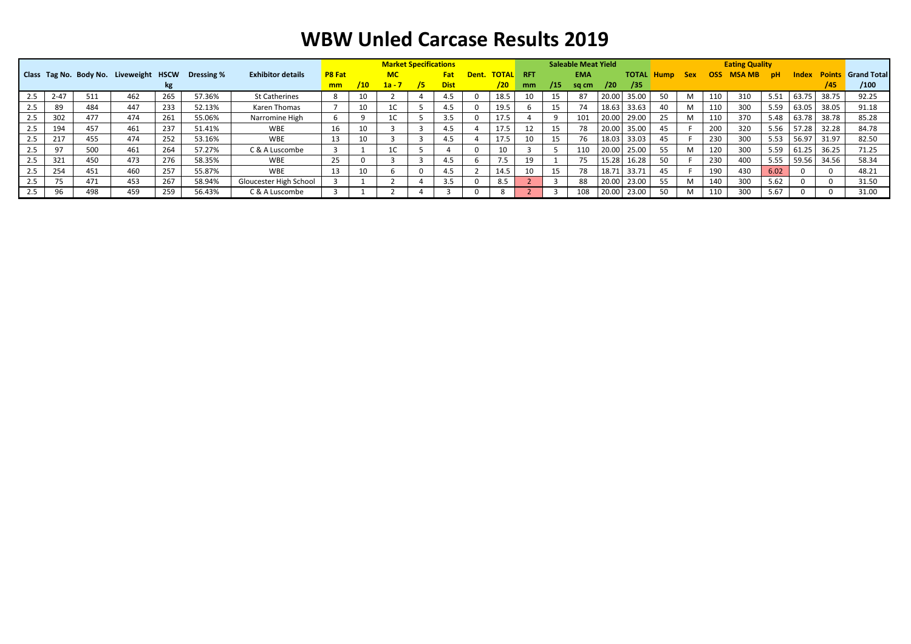# WBW Unled Carcase Results 2019

| Class | Tag No. | Body No. | Liveweight | HSCW kg | Dressing % | Exhibitor details | Market Specifications | | | | | Dent. | | Saleable Meat Yield | | | | | Eating Quality | | | | | | | | Grand Total |
|---|---|---|---|---|---|---|---|---|---|---|---|---|---|---|---|---|---|---|---|---|---|---|---|---|---|---|---|
| | | | | | | | P8 Fat mm | /10 | MC 1a - 7 | /5 | Fat Dist | | TOTAL /20 | RFT mm | /15 | EMA sq cm | /20 | TOTAL /35 | Hump | Sex | OSS | MSA MB | pH | Index | Points /45 | /100 |
| 2.5 | 2-47 | 511 | 462 | 265 | 57.36% | St Catherines | 8 | 10 | 2 | 4 | 4.5 | 0 | 18.5 | 10 | 15 | 87 | 20.00 | 35.00 | 50 | M | 110 | 310 | 5.51 | 63.75 | 38.75 | 92.25 |
| 2.5 | 89 | 484 | 447 | 233 | 52.13% | Karen Thomas | 7 | 10 | 1C | 5 | 4.5 | 0 | 19.5 | 6 | 15 | 74 | 18.63 | 33.63 | 40 | M | 110 | 300 | 5.59 | 63.05 | 38.05 | 91.18 |
| 2.5 | 302 | 477 | 474 | 261 | 55.06% | Narromine High | 6 | 9 | 1C | 5 | 3.5 | 0 | 17.5 | 4 | 9 | 101 | 20.00 | 29.00 | 25 | M | 110 | 370 | 5.48 | 63.78 | 38.78 | 85.28 |
| 2.5 | 194 | 457 | 461 | 237 | 51.41% | WBE | 16 | 10 | 3 | 3 | 4.5 | 4 | 17.5 | 12 | 15 | 78 | 20.00 | 35.00 | 45 | F | 200 | 320 | 5.56 | 57.28 | 32.28 | 84.78 |
| 2.5 | 217 | 455 | 474 | 252 | 53.16% | WBE | 13 | 10 | 3 | 3 | 4.5 | 4 | 17.5 | 10 | 15 | 76 | 18.03 | 33.03 | 45 | F | 230 | 300 | 5.53 | 56.97 | 31.97 | 82.50 |
| 2.5 | 97 | 500 | 461 | 264 | 57.27% | C & A Luscombe | 3 | 1 | 1C | 5 | 4 | 0 | 10 | 3 | 5 | 110 | 20.00 | 25.00 | 55 | M | 120 | 300 | 5.59 | 61.25 | 36.25 | 71.25 |
| 2.5 | 321 | 450 | 473 | 276 | 58.35% | WBE | 25 | 0 | 3 | 3 | 4.5 | 6 | 7.5 | 19 | 1 | 75 | 15.28 | 16.28 | 50 | F | 230 | 400 | 5.55 | 59.56 | 34.56 | 58.34 |
| 2.5 | 254 | 451 | 460 | 257 | 55.87% | WBE | 13 | 10 | 6 | 0 | 4.5 | 2 | 14.5 | 10 | 15 | 78 | 18.71 | 33.71 | 45 | F | 190 | 430 | 6.02 | 0 | 0 | 48.21 |
| 2.5 | 75 | 471 | 453 | 267 | 58.94% | Gloucester High School | 3 | 1 | 2 | 4 | 3.5 | 0 | 8.5 | 2 | 3 | 88 | 20.00 | 23.00 | 55 | M | 140 | 300 | 5.62 | 0 | 0 | 31.50 |
| 2.5 | 96 | 498 | 459 | 259 | 56.43% | C & A Luscombe | 3 | 1 | 2 | 4 | 3 | 0 | 8 | 2 | 3 | 108 | 20.00 | 23.00 | 50 | M | 110 | 300 | 5.67 | 0 | 0 | 31.00 |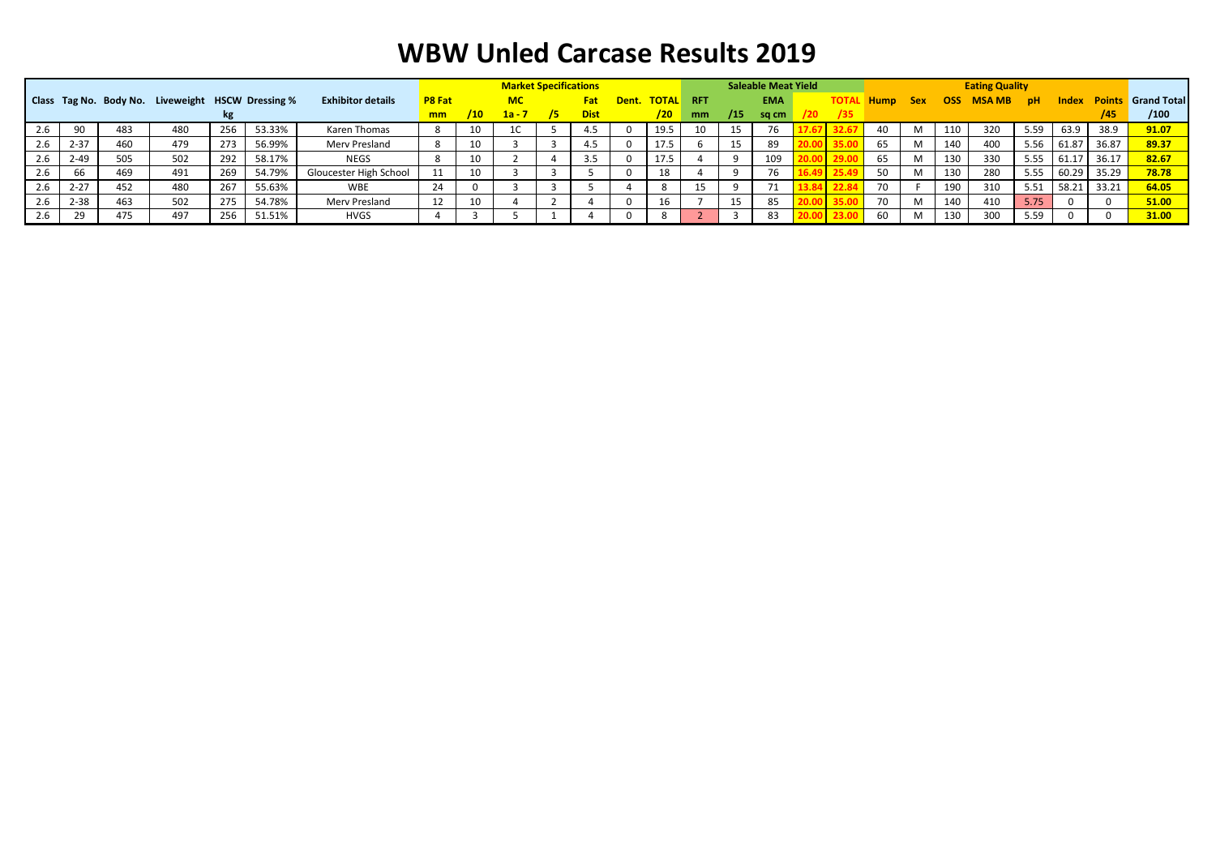# WBW Unled Carcase Results 2019

| Class | Tag No. | Body No. | Liveweight | HSCW kg | Dressing % | Exhibitor details | Market Specifications | | | | | | | | Saleable Meat Yield | | | | | Eating Quality | | | | | | | | Grand Total |
|---|---|---|---|---|---|---|---|---|---|---|---|---|---|---|---|---|---|---|---|---|---|---|---|---|---|---|---|---|
| | | | | | | | P8 Fat mm | /10 | MC 1a - 7 | /5 | Fat Dist | Dent. | TOTAL /20 | RFT mm | /15 | EMA sq cm | /20 | TOTAL /35 | Hump | Sex | OSS | MSA MB | pH | Index | Points /45 | /100 |
| 2.6 | 90 | 483 | 480 | 256 | 53.33% | Karen Thomas | 8 | 10 | 1C | 5 | 4.5 | 0 | 19.5 | 10 | 15 | 76 | 17.67 | 32.67 | 40 | M | 110 | 320 | 5.59 | 63.9 | 38.9 | 91.07 |
| 2.6 | 2-37 | 460 | 479 | 273 | 56.99% | Merv Presland | 8 | 10 | 3 | 3 | 4.5 | 0 | 17.5 | 6 | 15 | 89 | 20.00 | 35.00 | 65 | M | 140 | 400 | 5.56 | 61.87 | 36.87 | 89.37 |
| 2.6 | 2-49 | 505 | 502 | 292 | 58.17% | NEGS | 8 | 10 | 2 | 4 | 3.5 | 0 | 17.5 | 4 | 9 | 109 | 20.00 | 29.00 | 65 | M | 130 | 330 | 5.55 | 61.17 | 36.17 | 82.67 |
| 2.6 | 66 | 469 | 491 | 269 | 54.79% | Gloucester High School | 11 | 10 | 3 | 3 | 5 | 0 | 18 | 4 | 9 | 76 | 16.49 | 25.49 | 50 | M | 130 | 280 | 5.55 | 60.29 | 35.29 | 78.78 |
| 2.6 | 2-27 | 452 | 480 | 267 | 55.63% | WBE | 24 | 0 | 3 | 3 | 5 | 4 | 8 | 15 | 9 | 71 | 13.84 | 22.84 | 70 | F | 190 | 310 | 5.51 | 58.21 | 33.21 | 64.05 |
| 2.6 | 2-38 | 463 | 502 | 275 | 54.78% | Merv Presland | 12 | 10 | 4 | 2 | 4 | 0 | 16 | 7 | 15 | 85 | 20.00 | 35.00 | 70 | M | 140 | 410 | 5.75 | 0 | 0 | 51.00 |
| 2.6 | 29 | 475 | 497 | 256 | 51.51% | HVGS | 4 | 3 | 5 | 1 | 4 | 0 | 8 | 2 | 3 | 83 | 20.00 | 23.00 | 60 | M | 130 | 300 | 5.59 | 0 | 0 | 31.00 |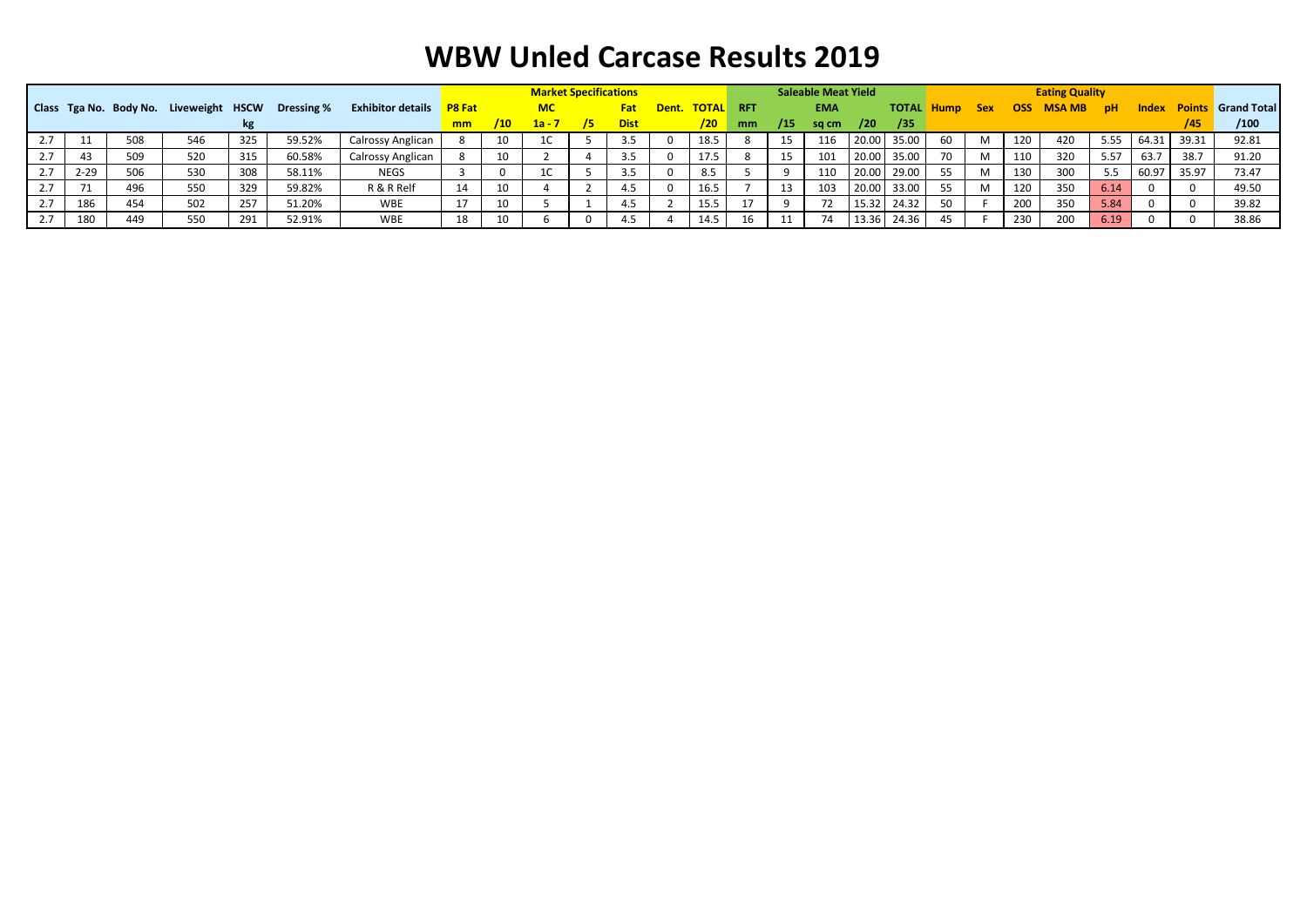# WBW Unled Carcase Results 2019

| Class | Tga No. | Body No. | Liveweight | HSCW | Dressing % | Exhibitor details | Market Specifications | | | | | | | | Saleable Meat Yield | | | | | Eating Quality | | | | | | | | Grand Total |
|---|---|---|---|---|---|---|---|---|---|---|---|---|---|---|---|---|---|---|---|---|---|---|---|---|---|---|---|---|
| | | | | kg | | | P8 Fat | | MC | | Fat | Dent. | TOTAL | RFT | | EMA | | TOTAL | Hump | Sex | OSS | MSA MB | pH | Index | Points | |
| | | | | | | | mm | /10 | 1a - 7 | /5 | Dist | | /20 | mm | /15 | sq cm | /20 | /35 | | | | | | | /45 | /100 |
| 2.7 | 11 | 508 | 546 | 325 | 59.52% | Calrossy Anglican | 8 | 10 | 1C | 5 | 3.5 | 0 | 18.5 | 8 | 15 | 116 | 20.00 | 35.00 | 60 | M | 120 | 420 | 5.55 | 64.31 | 39.31 | 92.81 |
| 2.7 | 43 | 509 | 520 | 315 | 60.58% | Calrossy Anglican | 8 | 10 | 2 | 4 | 3.5 | 0 | 17.5 | 8 | 15 | 101 | 20.00 | 35.00 | 70 | M | 110 | 320 | 5.57 | 63.7 | 38.7 | 91.20 |
| 2.7 | 2-29 | 506 | 530 | 308 | 58.11% | NEGS | 3 | 0 | 1C | 5 | 3.5 | 0 | 8.5 | 5 | 9 | 110 | 20.00 | 29.00 | 55 | M | 130 | 300 | 5.5 | 60.97 | 35.97 | 73.47 |
| 2.7 | 71 | 496 | 550 | 329 | 59.82% | R & R Relf | 14 | 10 | 4 | 2 | 4.5 | 0 | 16.5 | 7 | 13 | 103 | 20.00 | 33.00 | 55 | M | 120 | 350 | 6.14 | 0 | 0 | 49.50 |
| 2.7 | 186 | 454 | 502 | 257 | 51.20% | WBE | 17 | 10 | 5 | 1 | 4.5 | 2 | 15.5 | 17 | 9 | 72 | 15.32 | 24.32 | 50 | F | 200 | 350 | 5.84 | 0 | 0 | 39.82 |
| 2.7 | 180 | 449 | 550 | 291 | 52.91% | WBE | 18 | 10 | 6 | 0 | 4.5 | 4 | 14.5 | 16 | 11 | 74 | 13.36 | 24.36 | 45 | F | 230 | 200 | 6.19 | 0 | 0 | 38.86 |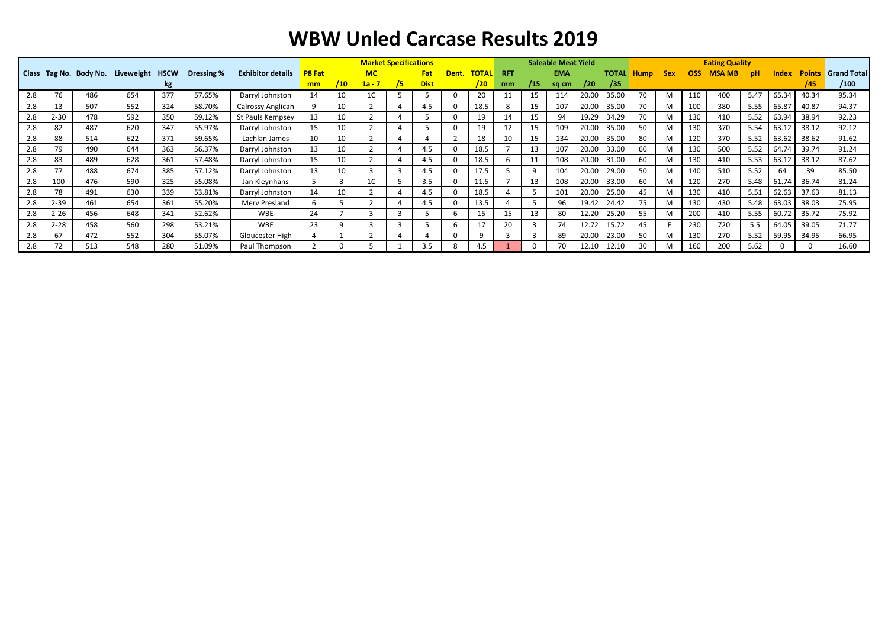# WBW Unled Carcase Results 2019

| Class | Tag No. | Body No. | Liveweight | HSCW | Dressing % | Exhibitor details | Market Specifications | | | | | | | | Saleable Meat Yield | | | | | Eating Quality | | | | | | | Grand Total |
|---|---|---|---|---|---|---|---|---|---|---|---|---|---|---|---|---|---|---|---|---|---|---|---|---|---|---|---|
| | | | | | | | P8 Fat | | MC | | Fat | | Dent. | TOTAL | RFT | | EMA | | TOTAL | Hump | Sex | OSS | MSA MB | pH | Index | Points | |
| | | | | kg | | | mm | /10 | 1a - 7 | /5 | Dist | | | /20 | mm | /15 | sq cm | /20 | /35 | | | | | | | /45 | /100 |
| 2.8 | 76 | 486 | 654 | 377 | 57.65% | Darryl Johnston | 14 | 10 | 1C | 5 | 5 | | 0 | 20 | 11 | 15 | 114 | 20.00 | 35.00 | 70 | M | 110 | 400 | 5.47 | 65.34 | 40.34 | 95.34 |
| 2.8 | 13 | 507 | 552 | 324 | 58.70% | Calrossy Anglican | 9 | 10 | 2 | 4 | 4.5 | | 0 | 18.5 | 8 | 15 | 107 | 20.00 | 35.00 | 70 | M | 100 | 380 | 5.55 | 65.87 | 40.87 | 94.37 |
| 2.8 | 2-30 | 478 | 592 | 350 | 59.12% | St Pauls Kempsey | 13 | 10 | 2 | 4 | 5 | | 0 | 19 | 14 | 15 | 94 | 19.29 | 34.29 | 70 | M | 130 | 410 | 5.52 | 63.94 | 38.94 | 92.23 |
| 2.8 | 82 | 487 | 620 | 347 | 55.97% | Darryl Johnston | 15 | 10 | 2 | 4 | 5 | | 0 | 19 | 12 | 15 | 109 | 20.00 | 35.00 | 50 | M | 130 | 370 | 5.54 | 63.12 | 38.12 | 92.12 |
| 2.8 | 88 | 514 | 622 | 371 | 59.65% | Lachlan James | 10 | 10 | 2 | 4 | 4 | | 2 | 18 | 10 | 15 | 134 | 20.00 | 35.00 | 80 | M | 120 | 370 | 5.52 | 63.62 | 38.62 | 91.62 |
| 2.8 | 79 | 490 | 644 | 363 | 56.37% | Darryl Johnston | 13 | 10 | 2 | 4 | 4.5 | | 0 | 18.5 | 7 | 13 | 107 | 20.00 | 33.00 | 60 | M | 130 | 500 | 5.52 | 64.74 | 39.74 | 91.24 |
| 2.8 | 83 | 489 | 628 | 361 | 57.48% | Darryl Johnston | 15 | 10 | 2 | 4 | 4.5 | | 0 | 18.5 | 6 | 11 | 108 | 20.00 | 31.00 | 60 | M | 130 | 410 | 5.53 | 63.12 | 38.12 | 87.62 |
| 2.8 | 77 | 488 | 674 | 385 | 57.12% | Darryl Johnston | 13 | 10 | 3 | 3 | 4.5 | | 0 | 17.5 | 5 | 9 | 104 | 20.00 | 29.00 | 50 | M | 140 | 510 | 5.52 | 64 | 39 | 85.50 |
| 2.8 | 100 | 476 | 590 | 325 | 55.08% | Jan Kleynhans | 5 | 3 | 1C | 5 | 3.5 | | 0 | 11.5 | 7 | 13 | 108 | 20.00 | 33.00 | 60 | M | 120 | 270 | 5.48 | 61.74 | 36.74 | 81.24 |
| 2.8 | 78 | 491 | 630 | 339 | 53.81% | Darryl Johnston | 14 | 10 | 2 | 4 | 4.5 | | 0 | 18.5 | 4 | 5 | 101 | 20.00 | 25.00 | 45 | M | 130 | 410 | 5.51 | 62.63 | 37.63 | 81.13 |
| 2.8 | 2-39 | 461 | 654 | 361 | 55.20% | Merv Presland | 6 | 5 | 2 | 4 | 4.5 | | 0 | 13.5 | 4 | 5 | 96 | 19.42 | 24.42 | 75 | M | 130 | 430 | 5.48 | 63.03 | 38.03 | 75.95 |
| 2.8 | 2-26 | 456 | 648 | 341 | 52.62% | WBE | 24 | 7 | 3 | 3 | 5 | | 6 | 15 | 15 | 13 | 80 | 12.20 | 25.20 | 55 | M | 200 | 410 | 5.55 | 60.72 | 35.72 | 75.92 |
| 2.8 | 2-28 | 458 | 560 | 298 | 53.21% | WBE | 23 | 9 | 3 | 3 | 5 | | 6 | 17 | 20 | 3 | 74 | 12.72 | 15.72 | 45 | F | 230 | 720 | 5.5 | 64.05 | 39.05 | 71.77 |
| 2.8 | 67 | 472 | 552 | 304 | 55.07% | Gloucester High | 4 | 1 | 2 | 4 | 4 | | 0 | 9 | 3 | 3 | 89 | 20.00 | 23.00 | 50 | M | 130 | 270 | 5.52 | 59.95 | 34.95 | 66.95 |
| 2.8 | 72 | 513 | 548 | 280 | 51.09% | Paul Thompson | 2 | 0 | 5 | 1 | 3.5 | | 8 | 4.5 | 1 | 0 | 70 | 12.10 | 12.10 | 30 | M | 160 | 200 | 5.62 | 0 | 0 | 16.60 |